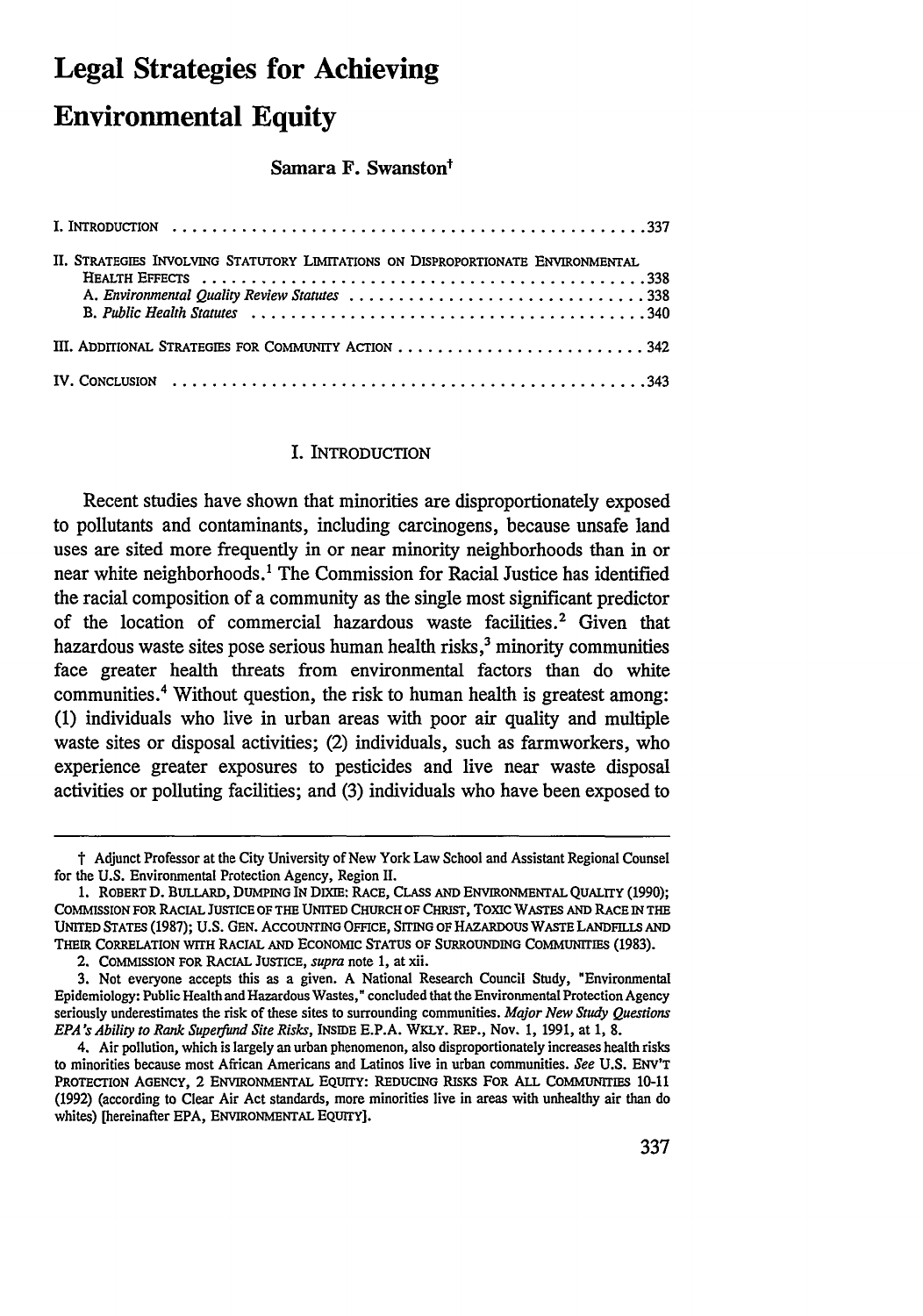# Legal Strategies for Achieving Environmental Equity

**Samara F. Swanston**†

I. INTRODUCTION ........................................ 337

II. STRATEGIES INVOLVING STATUTORY LIMITATIONS ON DISPROPORTIONATE ENVIRONMENTAL HEALTH EFFECTS ........................................ 338
  A. *Environmental Quality Review Statutes* ........................................ 338
  B. *Public Health Statutes* ........................................ 340

III. ADDITIONAL STRATEGIES FOR COMMUNITY ACTION ........................................ 342

IV. CONCLUSION ........................................ 343

## I. INTRODUCTION

Recent studies have shown that minorities are disproportionately exposed to pollutants and contaminants, including carcinogens, because unsafe land uses are sited more frequently in or near minority neighborhoods than in or near white neighborhoods.[1] The Commission for Racial Justice has identified the racial composition of a community as the single most significant predictor of the location of commercial hazardous waste facilities.[2] Given that hazardous waste sites pose serious human health risks,[3] minority communities face greater health threats from environmental factors than do white communities.[4] Without question, the risk to human health is greatest among: (1) individuals who live in urban areas with poor air quality and multiple waste sites or disposal activities; (2) individuals, such as farmworkers, who experience greater exposures to pesticides and live near waste disposal activities or polluting facilities; and (3) individuals who have been exposed to

---

† Adjunct Professor at the City University of New York Law School and Assistant Regional Counsel for the U.S. Environmental Protection Agency, Region II.

1. ROBERT D. BULLARD, DUMPING IN DIXIE: RACE, CLASS AND ENVIRONMENTAL QUALITY (1990); COMMISSION FOR RACIAL JUSTICE OF THE UNITED CHURCH OF CHRIST, TOXIC WASTES AND RACE IN THE UNITED STATES (1987); U.S. GEN. ACCOUNTING OFFICE, SITING OF HAZARDOUS WASTE LANDFILLS AND THEIR CORRELATION WITH RACIAL AND ECONOMIC STATUS OF SURROUNDING COMMUNITIES (1983).

2. COMMISSION FOR RACIAL JUSTICE, *supra* note 1, at xii.

3. Not everyone accepts this as a given. A National Research Council Study, "Environmental Epidemiology: Public Health and Hazardous Wastes," concluded that the Environmental Protection Agency seriously underestimates the risk of these sites to surrounding communities. *Major New Study Questions EPA's Ability to Rank Superfund Site Risks*, INSIDE E.P.A. WKLY. REP., Nov. 1, 1991, at 1, 8.

4. Air pollution, which is largely an urban phenomenon, also disproportionately increases health risks to minorities because most African Americans and Latinos live in urban communities. *See* U.S. ENV'T PROTECTION AGENCY, 2 ENVIRONMENTAL EQUITY: REDUCING RISKS FOR ALL COMMUNITIES 10-11 (1992) (according to Clear Air Act standards, more minorities live in areas with unhealthy air than do whites) [hereinafter EPA, ENVIRONMENTAL EQUITY].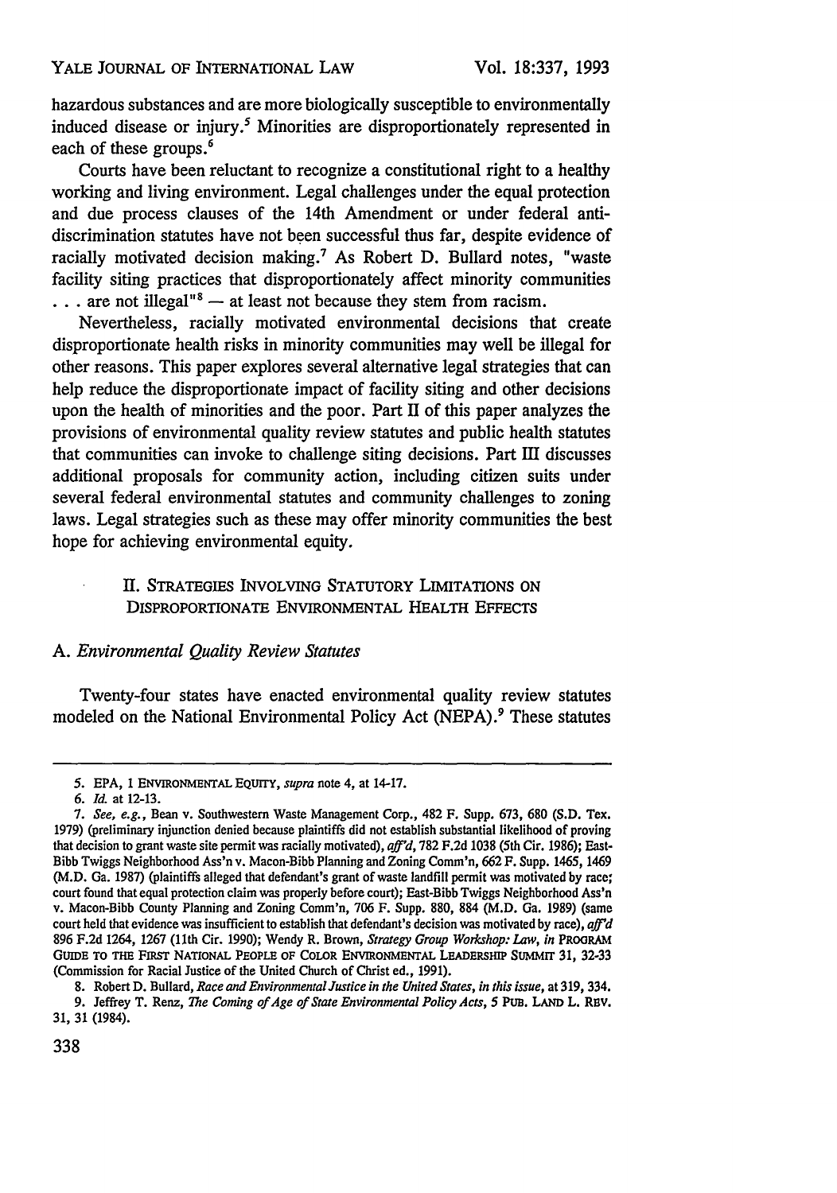hazardous substances and are more biologically susceptible to environmentally induced disease or injury.[5] Minorities are disproportionately represented in each of these groups.[6]

Courts have been reluctant to recognize a constitutional right to a healthy working and living environment. Legal challenges under the equal protection and due process clauses of the 14th Amendment or under federal anti-discrimination statutes have not been successful thus far, despite evidence of racially motivated decision making.[7] As Robert D. Bullard notes, "waste facility siting practices that disproportionately affect minority communities . . . are not illegal"[8] — at least not because they stem from racism.

Nevertheless, racially motivated environmental decisions that create disproportionate health risks in minority communities may well be illegal for other reasons. This paper explores several alternative legal strategies that can help reduce the disproportionate impact of facility siting and other decisions upon the health of minorities and the poor. Part II of this paper analyzes the provisions of environmental quality review statutes and public health statutes that communities can invoke to challenge siting decisions. Part III discusses additional proposals for community action, including citizen suits under several federal environmental statutes and community challenges to zoning laws. Legal strategies such as these may offer minority communities the best hope for achieving environmental equity.

## II. STRATEGIES INVOLVING STATUTORY LIMITATIONS ON DISPROPORTIONATE ENVIRONMENTAL HEALTH EFFECTS

### A. *Environmental Quality Review Statutes*

Twenty-four states have enacted environmental quality review statutes modeled on the National Environmental Policy Act (NEPA).[9] These statutes

---

5. EPA, 1 ENVIRONMENTAL EQUITY, *supra* note 4, at 14-17.

6. *Id.* at 12-13.

7. *See, e.g.*, Bean v. Southwestern Waste Management Corp., 482 F. Supp. 673, 680 (S.D. Tex. 1979) (preliminary injunction denied because plaintiffs did not establish substantial likelihood of proving that decision to grant waste site permit was racially motivated), *aff'd*, 782 F.2d 1038 (5th Cir. 1986); East-Bibb Twiggs Neighborhood Ass'n v. Macon-Bibb Planning and Zoning Comm'n, 662 F. Supp. 1465, 1469 (M.D. Ga. 1987) (plaintiffs alleged that defendant's grant of waste landfill permit was motivated by race; court found that equal protection claim was properly before court); East-Bibb Twiggs Neighborhood Ass'n v. Macon-Bibb County Planning and Zoning Comm'n, 706 F. Supp. 880, 884 (M.D. Ga. 1989) (same court held that evidence was insufficient to establish that defendant's decision was motivated by race), *aff'd* 896 F.2d 1264, 1267 (11th Cir. 1990); Wendy R. Brown, *Strategy Group Workshop: Law*, *in* PROGRAM GUIDE TO THE FIRST NATIONAL PEOPLE OF COLOR ENVIRONMENTAL LEADERSHIP SUMMIT 31, 32-33 (Commission for Racial Justice of the United Church of Christ ed., 1991).

8. Robert D. Bullard, *Race and Environmental Justice in the United States*, *in this issue*, at 319, 334.

9. Jeffrey T. Renz, *The Coming of Age of State Environmental Policy Acts*, 5 PUB. LAND L. REV. 31, 31 (1984).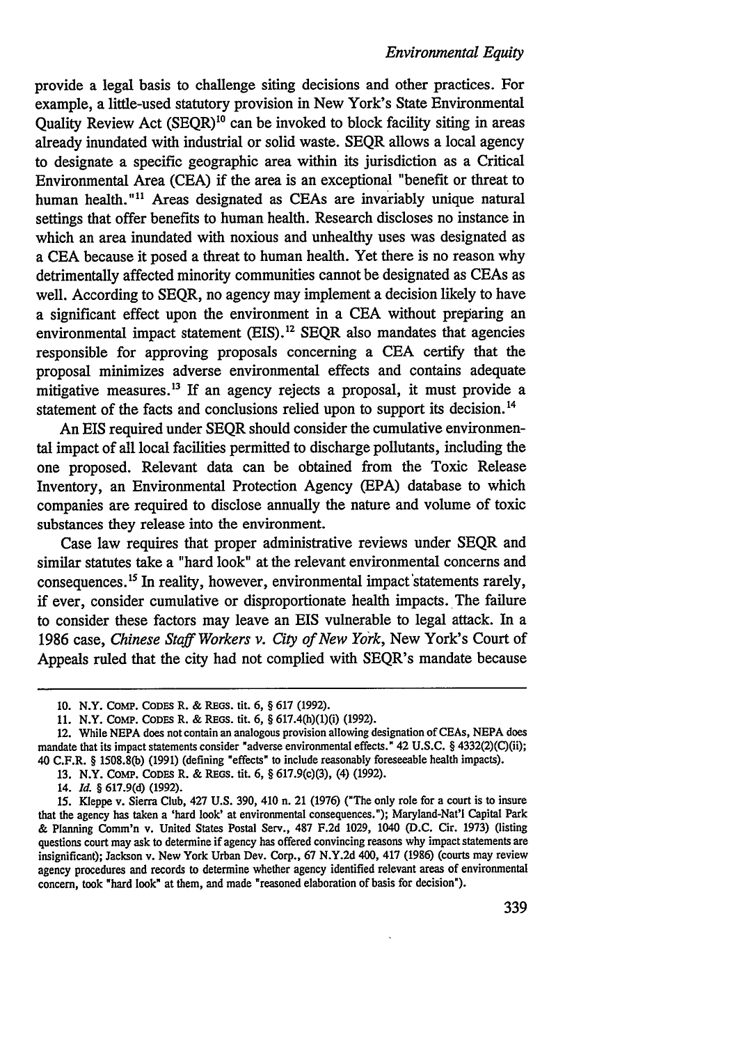provide a legal basis to challenge siting decisions and other practices. For example, a little-used statutory provision in New York's State Environmental Quality Review Act (SEQR)[10] can be invoked to block facility siting in areas already inundated with industrial or solid waste. SEQR allows a local agency to designate a specific geographic area within its jurisdiction as a Critical Environmental Area (CEA) if the area is an exceptional "benefit or threat to human health."[11] Areas designated as CEAs are invariably unique natural settings that offer benefits to human health. Research discloses no instance in which an area inundated with noxious and unhealthy uses was designated as a CEA because it posed a threat to human health. Yet there is no reason why detrimentally affected minority communities cannot be designated as CEAs as well. According to SEQR, no agency may implement a decision likely to have a significant effect upon the environment in a CEA without preparing an environmental impact statement (EIS).[12] SEQR also mandates that agencies responsible for approving proposals concerning a CEA certify that the proposal minimizes adverse environmental effects and contains adequate mitigative measures.[13] If an agency rejects a proposal, it must provide a statement of the facts and conclusions relied upon to support its decision.[14]

An EIS required under SEQR should consider the cumulative environmental impact of all local facilities permitted to discharge pollutants, including the one proposed. Relevant data can be obtained from the Toxic Release Inventory, an Environmental Protection Agency (EPA) database to which companies are required to disclose annually the nature and volume of toxic substances they release into the environment.

Case law requires that proper administrative reviews under SEQR and similar statutes take a "hard look" at the relevant environmental concerns and consequences.[15] In reality, however, environmental impact statements rarely, if ever, consider cumulative or disproportionate health impacts. The failure to consider these factors may leave an EIS vulnerable to legal attack. In a 1986 case, *Chinese Staff Workers v. City of New York*, New York's Court of Appeals ruled that the city had not complied with SEQR's mandate because

---

10. N.Y. COMP. CODES R. & REGS. tit. 6, § 617 (1992).

11. N.Y. COMP. CODES R. & REGS. tit. 6, § 617.4(h)(1)(i) (1992).

12. While NEPA does not contain an analogous provision allowing designation of CEAs, NEPA does mandate that its impact statements consider "adverse environmental effects." 42 U.S.C. § 4332(2)(C)(ii); 40 C.F.R. § 1508.8(b) (1991) (defining "effects" to include reasonably foreseeable health impacts).

13. N.Y. COMP. CODES R. & REGS. tit. 6, § 617.9(c)(3), (4) (1992).

14. *Id.* § 617.9(d) (1992).

15. Kleppe v. Sierra Club, 427 U.S. 390, 410 n. 21 (1976) ("The only role for a court is to insure that the agency has taken a 'hard look' at environmental consequences."); Maryland-Nat'l Capital Park & Planning Comm'n v. United States Postal Serv., 487 F.2d 1029, 1040 (D.C. Cir. 1973) (listing questions court may ask to determine if agency has offered convincing reasons why impact statements are insignificant); Jackson v. New York Urban Dev. Corp., 67 N.Y.2d 400, 417 (1986) (courts may review agency procedures and records to determine whether agency identified relevant areas of environmental concern, took "hard look" at them, and made "reasoned elaboration of basis for decision").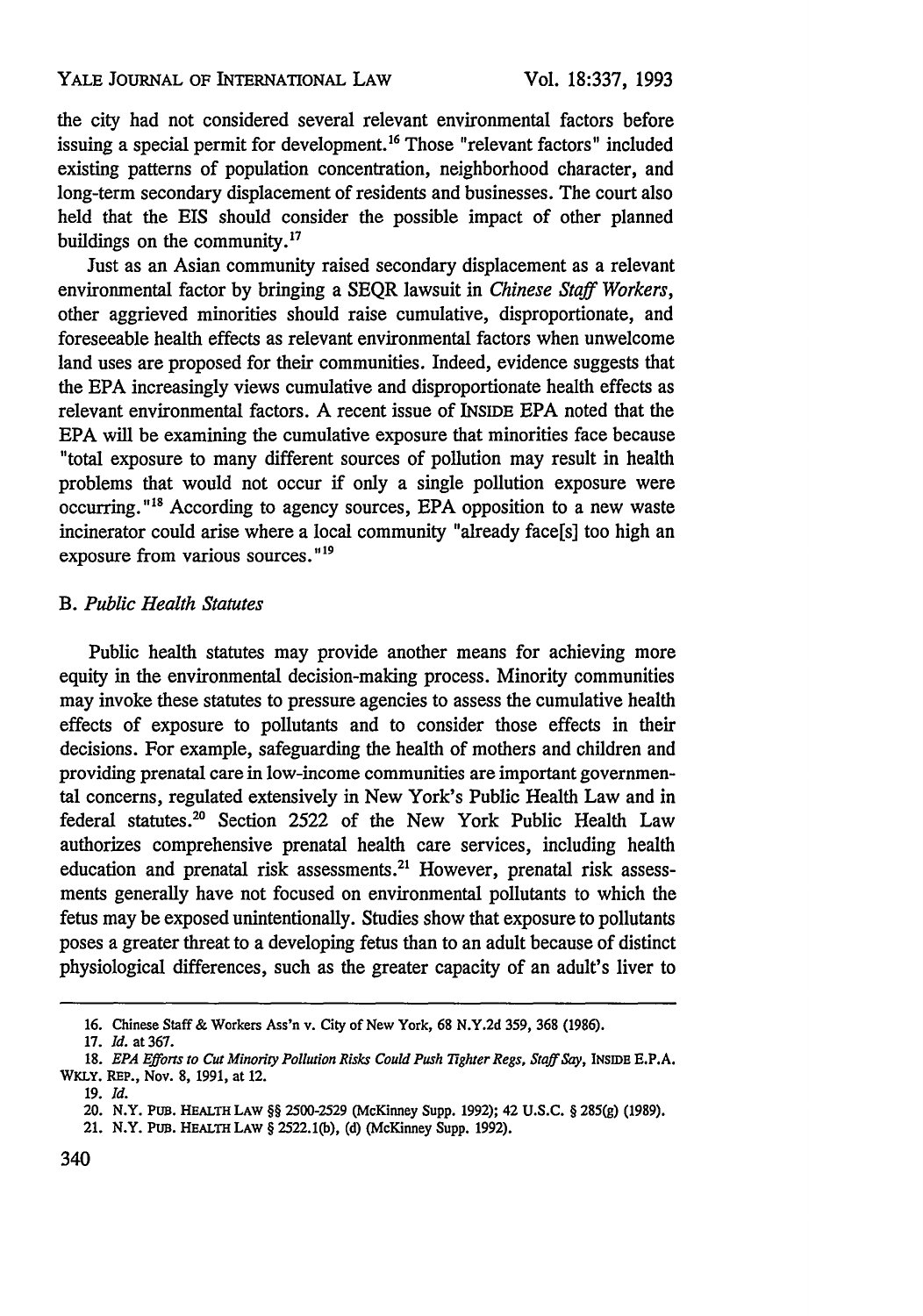the city had not considered several relevant environmental factors before issuing a special permit for development.[16] Those "relevant factors" included existing patterns of population concentration, neighborhood character, and long-term secondary displacement of residents and businesses. The court also held that the EIS should consider the possible impact of other planned buildings on the community.[17]

Just as an Asian community raised secondary displacement as a relevant environmental factor by bringing a SEQR lawsuit in *Chinese Staff Workers*, other aggrieved minorities should raise cumulative, disproportionate, and foreseeable health effects as relevant environmental factors when unwelcome land uses are proposed for their communities. Indeed, evidence suggests that the EPA increasingly views cumulative and disproportionate health effects as relevant environmental factors. A recent issue of INSIDE EPA noted that the EPA will be examining the cumulative exposure that minorities face because "total exposure to many different sources of pollution may result in health problems that would not occur if only a single pollution exposure were occurring."[18] According to agency sources, EPA opposition to a new waste incinerator could arise where a local community "already face[s] too high an exposure from various sources."[19]

### B. *Public Health Statutes*

Public health statutes may provide another means for achieving more equity in the environmental decision-making process. Minority communities may invoke these statutes to pressure agencies to assess the cumulative health effects of exposure to pollutants and to consider those effects in their decisions. For example, safeguarding the health of mothers and children and providing prenatal care in low-income communities are important governmental concerns, regulated extensively in New York's Public Health Law and in federal statutes.[20] Section 2522 of the New York Public Health Law authorizes comprehensive prenatal health care services, including health education and prenatal risk assessments.[21] However, prenatal risk assessments generally have not focused on environmental pollutants to which the fetus may be exposed unintentionally. Studies show that exposure to pollutants poses a greater threat to a developing fetus than to an adult because of distinct physiological differences, such as the greater capacity of an adult's liver to

---

16. Chinese Staff & Workers Ass'n v. City of New York, 68 N.Y.2d 359, 368 (1986).

17. *Id.* at 367.

18. *EPA Efforts to Cut Minority Pollution Risks Could Push Tighter Regs, Staff Say*, INSIDE E.P.A. WKLY. REP., Nov. 8, 1991, at 12.

19. *Id.*

20. N.Y. PUB. HEALTH LAW §§ 2500-2529 (McKinney Supp. 1992); 42 U.S.C. § 285(g) (1989).

21. N.Y. PUB. HEALTH LAW § 2522.1(b), (d) (McKinney Supp. 1992).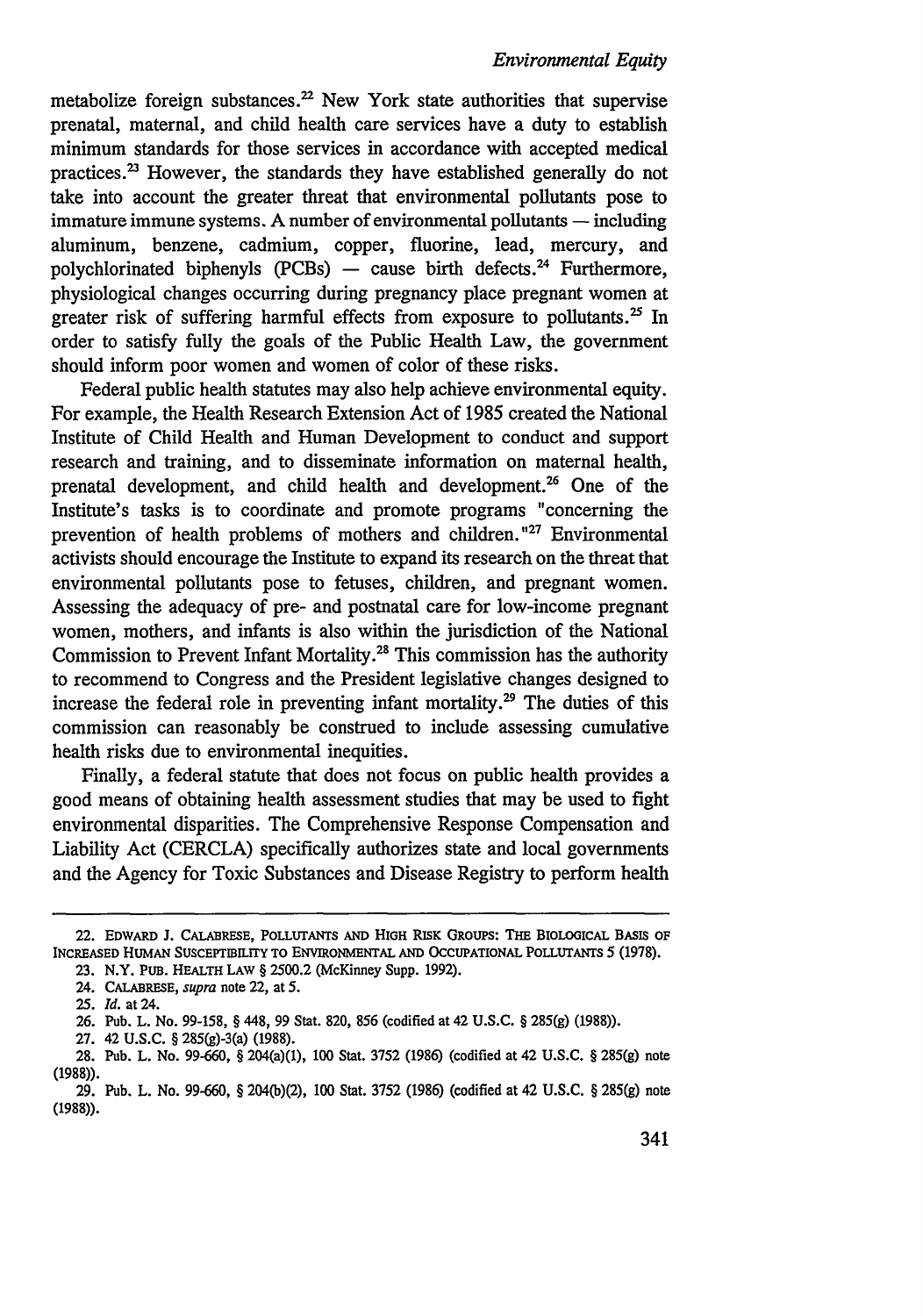metabolize foreign substances.[22] New York state authorities that supervise prenatal, maternal, and child health care services have a duty to establish minimum standards for those services in accordance with accepted medical practices.[23] However, the standards they have established generally do not take into account the greater threat that environmental pollutants pose to immature immune systems. A number of environmental pollutants — including aluminum, benzene, cadmium, copper, fluorine, lead, mercury, and polychlorinated biphenyls (PCBs) — cause birth defects.[24] Furthermore, physiological changes occurring during pregnancy place pregnant women at greater risk of suffering harmful effects from exposure to pollutants.[25] In order to satisfy fully the goals of the Public Health Law, the government should inform poor women and women of color of these risks.

Federal public health statutes may also help achieve environmental equity. For example, the Health Research Extension Act of 1985 created the National Institute of Child Health and Human Development to conduct and support research and training, and to disseminate information on maternal health, prenatal development, and child health and development.[26] One of the Institute's tasks is to coordinate and promote programs "concerning the prevention of health problems of mothers and children."[27] Environmental activists should encourage the Institute to expand its research on the threat that environmental pollutants pose to fetuses, children, and pregnant women. Assessing the adequacy of pre- and postnatal care for low-income pregnant women, mothers, and infants is also within the jurisdiction of the National Commission to Prevent Infant Mortality.[28] This commission has the authority to recommend to Congress and the President legislative changes designed to increase the federal role in preventing infant mortality.[29] The duties of this commission can reasonably be construed to include assessing cumulative health risks due to environmental inequities.

Finally, a federal statute that does not focus on public health provides a good means of obtaining health assessment studies that may be used to fight environmental disparities. The Comprehensive Response Compensation and Liability Act (CERCLA) specifically authorizes state and local governments and the Agency for Toxic Substances and Disease Registry to perform health

---

22. EDWARD J. CALABRESE, POLLUTANTS AND HIGH RISK GROUPS: THE BIOLOGICAL BASIS OF INCREASED HUMAN SUSCEPTIBILITY TO ENVIRONMENTAL AND OCCUPATIONAL POLLUTANTS 5 (1978).

23. N.Y. PUB. HEALTH LAW § 2500.2 (McKinney Supp. 1992).

24. CALABRESE, *supra* note 22, at 5.

25. *Id.* at 24.

26. Pub. L. No. 99-158, § 448, 99 Stat. 820, 856 (codified at 42 U.S.C. § 285(g) (1988)).

27. 42 U.S.C. § 285(g)-3(a) (1988).

28. Pub. L. No. 99-660, § 204(a)(1), 100 Stat. 3752 (1986) (codified at 42 U.S.C. § 285(g) note (1988)).

29. Pub. L. No. 99-660, § 204(b)(2), 100 Stat. 3752 (1986) (codified at 42 U.S.C. § 285(g) note (1988)).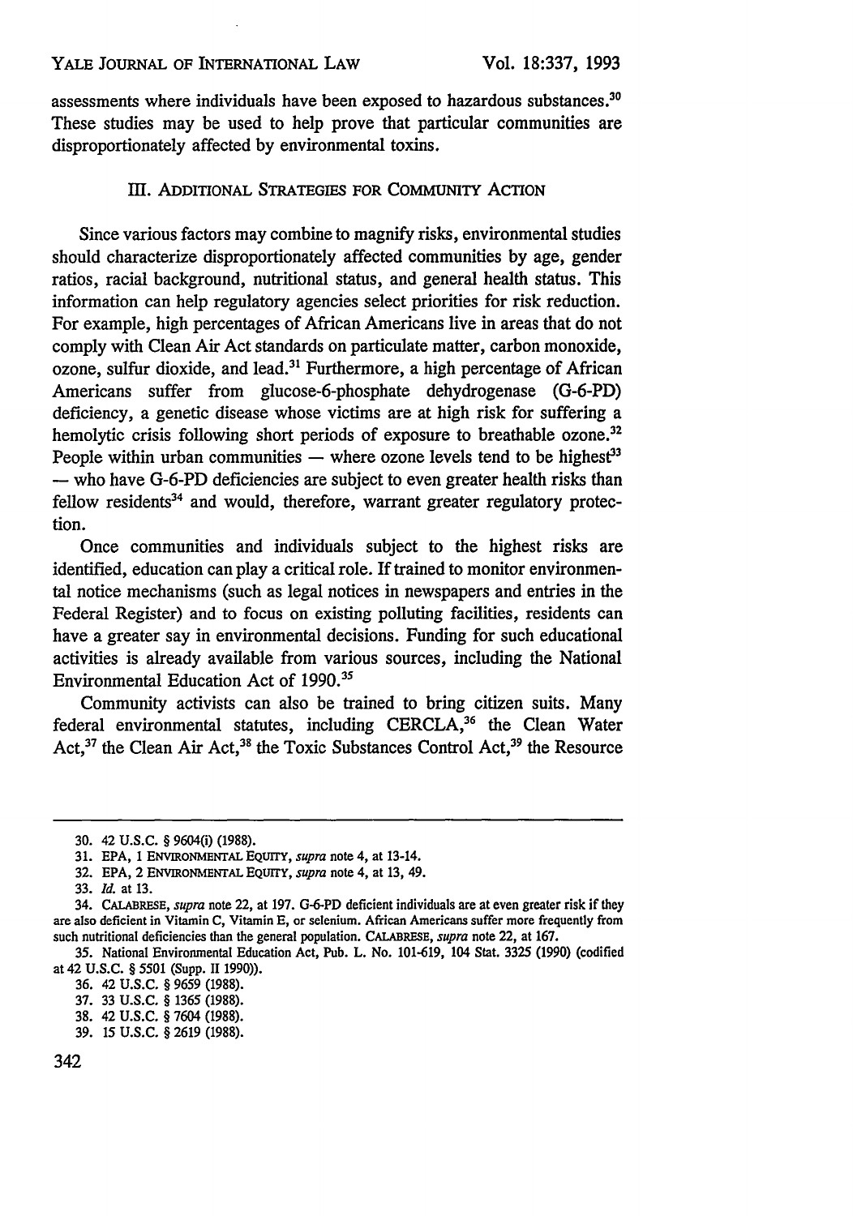assessments where individuals have been exposed to hazardous substances.[30] These studies may be used to help prove that particular communities are disproportionately affected by environmental toxins.

### III. ADDITIONAL STRATEGIES FOR COMMUNITY ACTION

Since various factors may combine to magnify risks, environmental studies should characterize disproportionately affected communities by age, gender ratios, racial background, nutritional status, and general health status. This information can help regulatory agencies select priorities for risk reduction. For example, high percentages of African Americans live in areas that do not comply with Clean Air Act standards on particulate matter, carbon monoxide, ozone, sulfur dioxide, and lead.[31] Furthermore, a high percentage of African Americans suffer from glucose-6-phosphate dehydrogenase (G-6-PD) deficiency, a genetic disease whose victims are at high risk for suffering a hemolytic crisis following short periods of exposure to breathable ozone.[32] People within urban communities — where ozone levels tend to be highest[33] — who have G-6-PD deficiencies are subject to even greater health risks than fellow residents[34] and would, therefore, warrant greater regulatory protection.

Once communities and individuals subject to the highest risks are identified, education can play a critical role. If trained to monitor environmental notice mechanisms (such as legal notices in newspapers and entries in the Federal Register) and to focus on existing polluting facilities, residents can have a greater say in environmental decisions. Funding for such educational activities is already available from various sources, including the National Environmental Education Act of 1990.[35]

Community activists can also be trained to bring citizen suits. Many federal environmental statutes, including CERCLA,[36] the Clean Water Act,[37] the Clean Air Act,[38] the Toxic Substances Control Act,[39] the Resource

---

30. 42 U.S.C. § 9604(i) (1988).

31. EPA, 1 ENVIRONMENTAL EQUITY, *supra* note 4, at 13-14.

32. EPA, 2 ENVIRONMENTAL EQUITY, *supra* note 4, at 13, 49.

33. *Id.* at 13.

34. CALABRESE, *supra* note 22, at 197. G-6-PD deficient individuals are at even greater risk if they are also deficient in Vitamin C, Vitamin E, or selenium. African Americans suffer more frequently from such nutritional deficiencies than the general population. CALABRESE, *supra* note 22, at 167.

35. National Environmental Education Act, Pub. L. No. 101-619, 104 Stat. 3325 (1990) (codified at 42 U.S.C. § 5501 (Supp. II 1990)).

36. 42 U.S.C. § 9659 (1988).

37. 33 U.S.C. § 1365 (1988).

38. 42 U.S.C. § 7604 (1988).

39. 15 U.S.C. § 2619 (1988).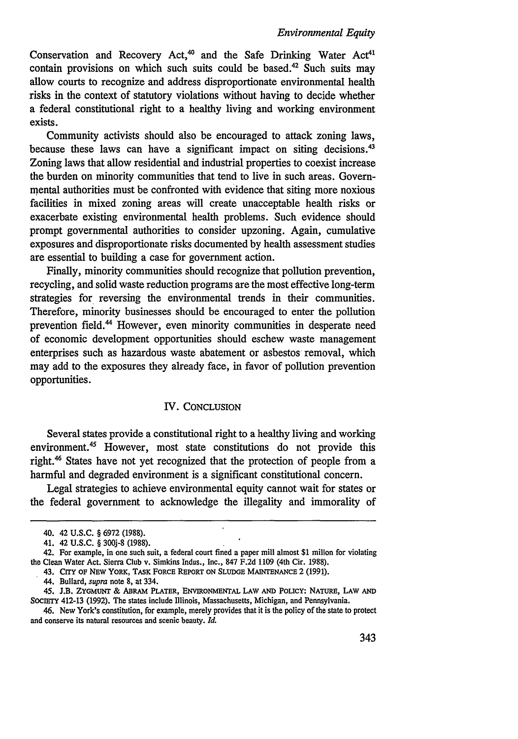Conservation and Recovery Act,[40] and the Safe Drinking Water Act[41] contain provisions on which such suits could be based.[42] Such suits may allow courts to recognize and address disproportionate environmental health risks in the context of statutory violations without having to decide whether a federal constitutional right to a healthy living and working environment exists.

Community activists should also be encouraged to attack zoning laws, because these laws can have a significant impact on siting decisions.[43] Zoning laws that allow residential and industrial properties to coexist increase the burden on minority communities that tend to live in such areas. Governmental authorities must be confronted with evidence that siting more noxious facilities in mixed zoning areas will create unacceptable health risks or exacerbate existing environmental health problems. Such evidence should prompt governmental authorities to consider upzoning. Again, cumulative exposures and disproportionate risks documented by health assessment studies are essential to building a case for government action.

Finally, minority communities should recognize that pollution prevention, recycling, and solid waste reduction programs are the most effective long-term strategies for reversing the environmental trends in their communities. Therefore, minority businesses should be encouraged to enter the pollution prevention field.[44] However, even minority communities in desperate need of economic development opportunities should eschew waste management enterprises such as hazardous waste abatement or asbestos removal, which may add to the exposures they already face, in favor of pollution prevention opportunities.

## IV. CONCLUSION

Several states provide a constitutional right to a healthy living and working environment.[45] However, most state constitutions do not provide this right.[46] States have not yet recognized that the protection of people from a harmful and degraded environment is a significant constitutional concern.

Legal strategies to achieve environmental equity cannot wait for states or the federal government to acknowledge the illegality and immorality of

---

40. 42 U.S.C. § 6972 (1988).

41. 42 U.S.C. § 300j-8 (1988).

42. For example, in one such suit, a federal court fined a paper mill almost $1 millon for violating the Clean Water Act. Sierra Club v. Simkins Indus., Inc., 847 F.2d 1109 (4th Cir. 1988).

43. CITY OF NEW YORK, TASK FORCE REPORT ON SLUDGE MAINTENANCE 2 (1991).

44. Bullard, *supra* note 8, at 334.

45. J.B. ZYGMUNT & ABRAM PLATER, ENVIRONMENTAL LAW AND POLICY: NATURE, LAW AND SOCIETY 412-13 (1992). The states include Illinois, Massachusetts, Michigan, and Pennsylvania.

46. New York's constitution, for example, merely provides that it is the policy of the state to protect and conserve its natural resources and scenic beauty. *Id.*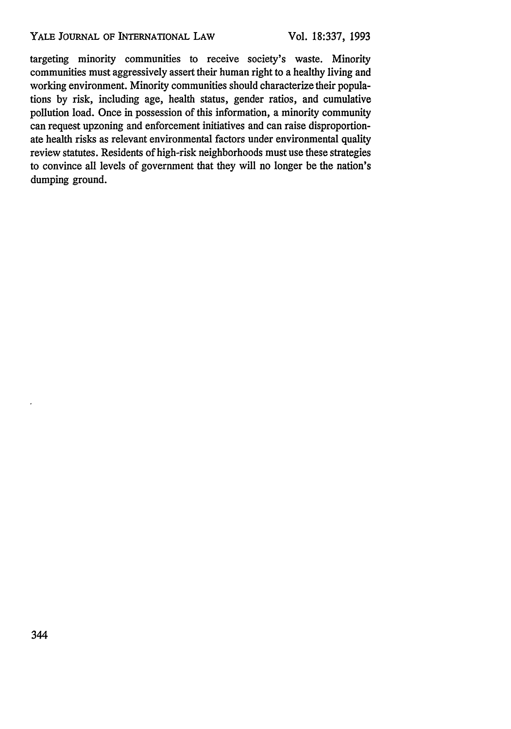targeting minority communities to receive society's waste. Minority communities must aggressively assert their human right to a healthy living and working environment. Minority communities should characterize their populations by risk, including age, health status, gender ratios, and cumulative pollution load. Once in possession of this information, a minority community can request upzoning and enforcement initiatives and can raise disproportionate health risks as relevant environmental factors under environmental quality review statutes. Residents of high-risk neighborhoods must use these strategies to convince all levels of government that they will no longer be the nation's dumping ground.